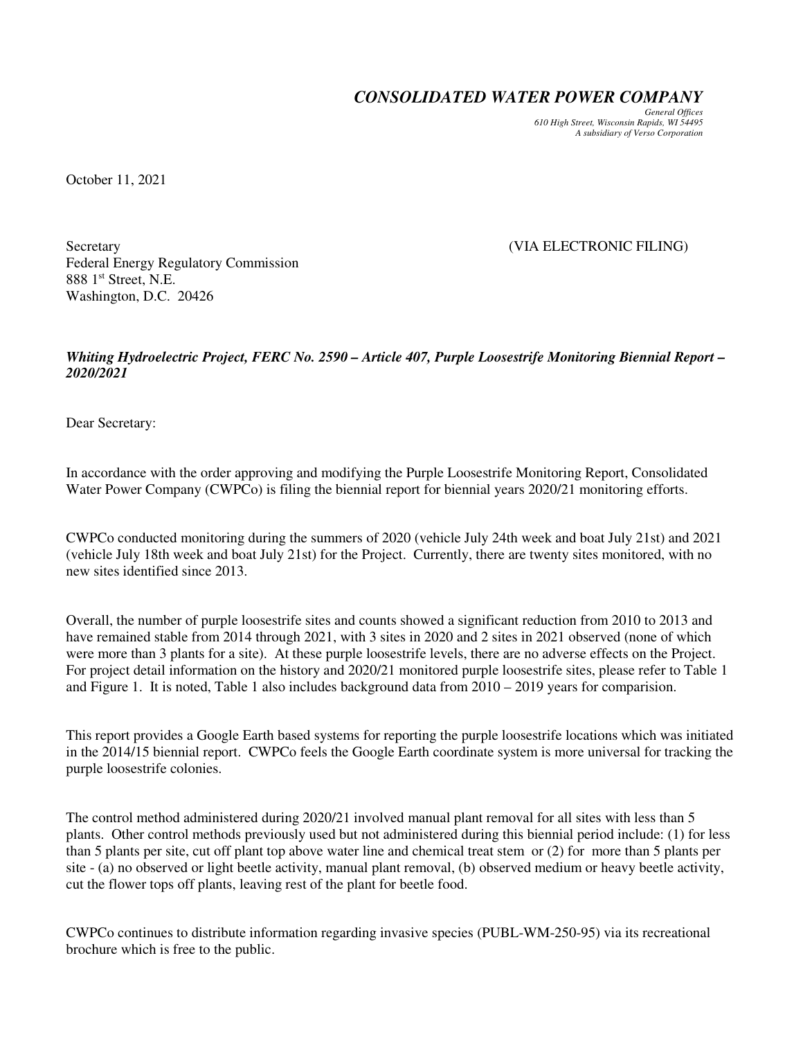***CONSOLIDATED WATER POWER COMPANY***

*General Offices*
*610 High Street, Wisconsin Rapids, WI 54495*
*A subsidiary of Verso Corporation*

October 11, 2021

Secretary (VIA ELECTRONIC FILING)
Federal Energy Regulatory Commission
888 1st Street, N.E.
Washington, D.C. 20426

***Whiting Hydroelectric Project, FERC No. 2590 – Article 407, Purple Loosestrife Monitoring Biennial Report – 2020/2021***

Dear Secretary:

In accordance with the order approving and modifying the Purple Loosestrife Monitoring Report, Consolidated Water Power Company (CWPCo) is filing the biennial report for biennial years 2020/21 monitoring efforts.

CWPCo conducted monitoring during the summers of 2020 (vehicle July 24th week and boat July 21st) and 2021 (vehicle July 18th week and boat July 21st) for the Project. Currently, there are twenty sites monitored, with no new sites identified since 2013.

Overall, the number of purple loosestrife sites and counts showed a significant reduction from 2010 to 2013 and have remained stable from 2014 through 2021, with 3 sites in 2020 and 2 sites in 2021 observed (none of which were more than 3 plants for a site). At these purple loosestrife levels, there are no adverse effects on the Project. For project detail information on the history and 2020/21 monitored purple loosestrife sites, please refer to Table 1 and Figure 1. It is noted, Table 1 also includes background data from 2010 – 2019 years for comparision.

This report provides a Google Earth based systems for reporting the purple loosestrife locations which was initiated in the 2014/15 biennial report. CWPCo feels the Google Earth coordinate system is more universal for tracking the purple loosestrife colonies.

The control method administered during 2020/21 involved manual plant removal for all sites with less than 5 plants. Other control methods previously used but not administered during this biennial period include: (1) for less than 5 plants per site, cut off plant top above water line and chemical treat stem or (2) for more than 5 plants per site - (a) no observed or light beetle activity, manual plant removal, (b) observed medium or heavy beetle activity, cut the flower tops off plants, leaving rest of the plant for beetle food.

CWPCo continues to distribute information regarding invasive species (PUBL-WM-250-95) via its recreational brochure which is free to the public.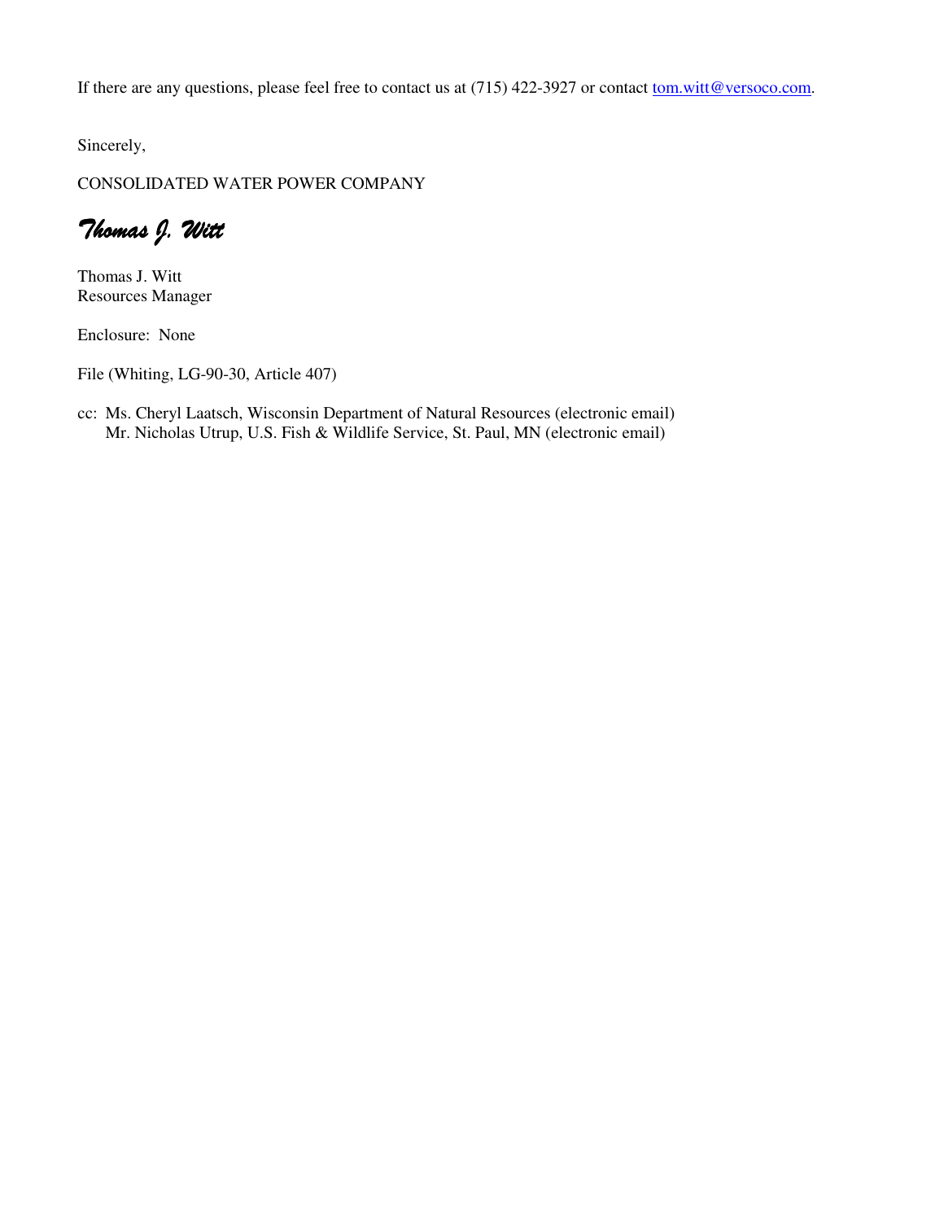If there are any questions, please feel free to contact us at (715) 422-3927 or contact tom.witt@versoco.com.

Sincerely,

CONSOLIDATED WATER POWER COMPANY

*Thomas J. Witt*

Thomas J. Witt
Resources Manager

Enclosure: None

File (Whiting, LG-90-30, Article 407)

cc: Ms. Cheryl Laatsch, Wisconsin Department of Natural Resources (electronic email)
Mr. Nicholas Utrup, U.S. Fish & Wildlife Service, St. Paul, MN (electronic email)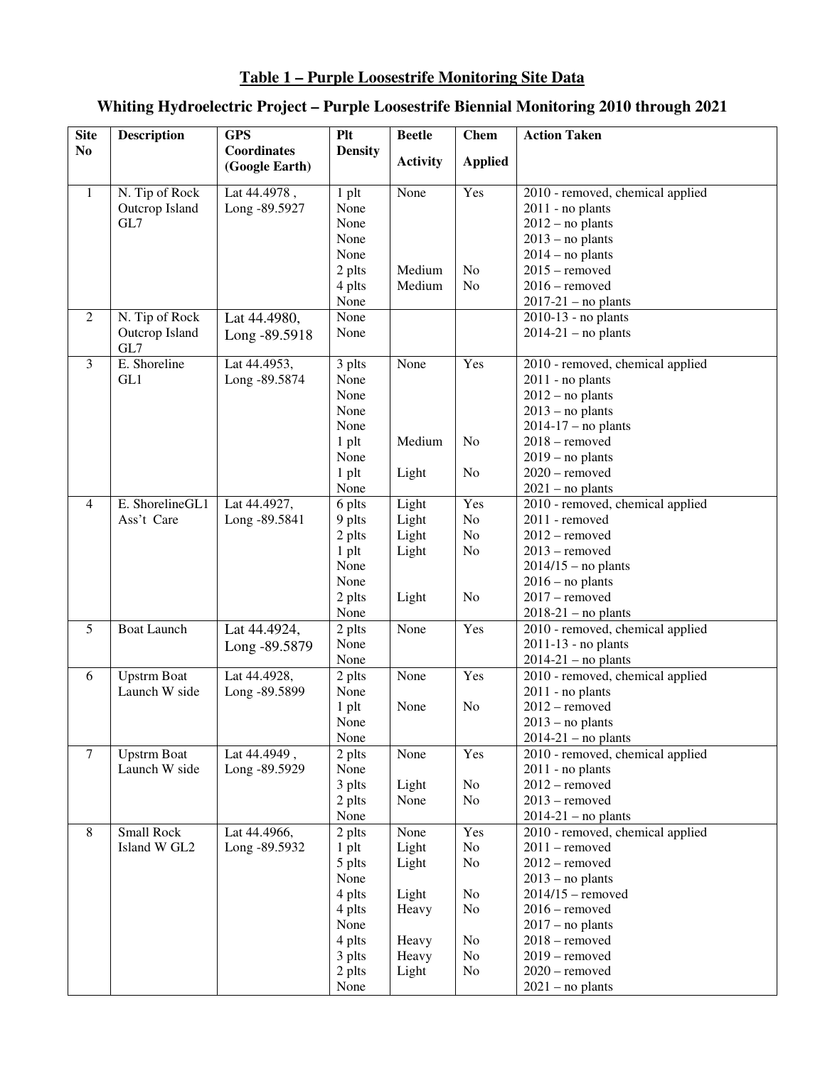# Table 1 – Purple Loosestrife Monitoring Site Data

## Whiting Hydroelectric Project – Purple Loosestrife Biennial Monitoring 2010 through 2021

| Site No | Description | GPS Coordinates (Google Earth) | Plt Density | Beetle Activity | Chem Applied | Action Taken |
|---|---|---|---|---|---|---|
| 1 | N. Tip of Rock Outcrop Island GL7 | Lat 44.4978 , Long -89.5927 | 1 plt | None | Yes | 2010 - removed, chemical applied |
| | | | None | | | 2011 - no plants |
| | | | None | | | 2012 – no plants |
| | | | None | | | 2013 – no plants |
| | | | None | | | 2014 – no plants |
| | | | 2 plts | Medium | No | 2015 – removed |
| | | | 4 plts | Medium | No | 2016 – removed |
| | | | None | | | 2017-21 – no plants |
| 2 | N. Tip of Rock Outcrop Island GL7 | Lat 44.4980, Long -89.5918 | None | | | 2010-13 - no plants |
| | | | None | | | 2014-21 – no plants |
| 3 | E. Shoreline GL1 | Lat 44.4953, Long -89.5874 | 3 plts | None | Yes | 2010 - removed, chemical applied |
| | | | None | | | 2011 - no plants |
| | | | None | | | 2012 – no plants |
| | | | None | | | 2013 – no plants |
| | | | None | | | 2014-17 – no plants |
| | | | 1 plt | Medium | No | 2018 – removed |
| | | | None | | | 2019 – no plants |
| | | | 1 plt | Light | No | 2020 – removed |
| | | | None | | | 2021 – no plants |
| 4 | E. ShorelineGL1 Ass't Care | Lat 44.4927, Long -89.5841 | 6 plts | Light | Yes | 2010 - removed, chemical applied |
| | | | 9 plts | Light | No | 2011 - removed |
| | | | 2 plts | Light | No | 2012 – removed |
| | | | 1 plt | Light | No | 2013 – removed |
| | | | None | | | 2014/15 – no plants |
| | | | None | | | 2016 – no plants |
| | | | 2 plts | Light | No | 2017 – removed |
| | | | None | | | 2018-21 – no plants |
| 5 | Boat Launch | Lat 44.4924, Long -89.5879 | 2 plts | None | Yes | 2010 - removed, chemical applied |
| | | | None | | | 2011-13 - no plants |
| | | | None | | | 2014-21 – no plants |
| 6 | Upstrm Boat Launch W side | Lat 44.4928, Long -89.5899 | 2 plts | None | Yes | 2010 - removed, chemical applied |
| | | | None | | | 2011 - no plants |
| | | | 1 plt | None | No | 2012 – removed |
| | | | None | | | 2013 – no plants |
| | | | None | | | 2014-21 – no plants |
| 7 | Upstrm Boat Launch W side | Lat 44.4949 , Long -89.5929 | 2 plts | None | Yes | 2010 - removed, chemical applied |
| | | | None | | | 2011 - no plants |
| | | | 3 plts | Light | No | 2012 – removed |
| | | | 2 plts | None | No | 2013 – removed |
| | | | None | | | 2014-21 – no plants |
| 8 | Small Rock Island W GL2 | Lat 44.4966, Long -89.5932 | 2 plts | None | Yes | 2010 - removed, chemical applied |
| | | | 1 plt | Light | No | 2011 – removed |
| | | | 5 plts | Light | No | 2012 – removed |
| | | | None | | | 2013 – no plants |
| | | | 4 plts | Light | No | 2014/15 – removed |
| | | | 4 plts | Heavy | No | 2016 – removed |
| | | | None | | | 2017 – no plants |
| | | | 4 plts | Heavy | No | 2018 – removed |
| | | | 3 plts | Heavy | No | 2019 – removed |
| | | | 2 plts | Light | No | 2020 – removed |
| | | | None | | | 2021 – no plants |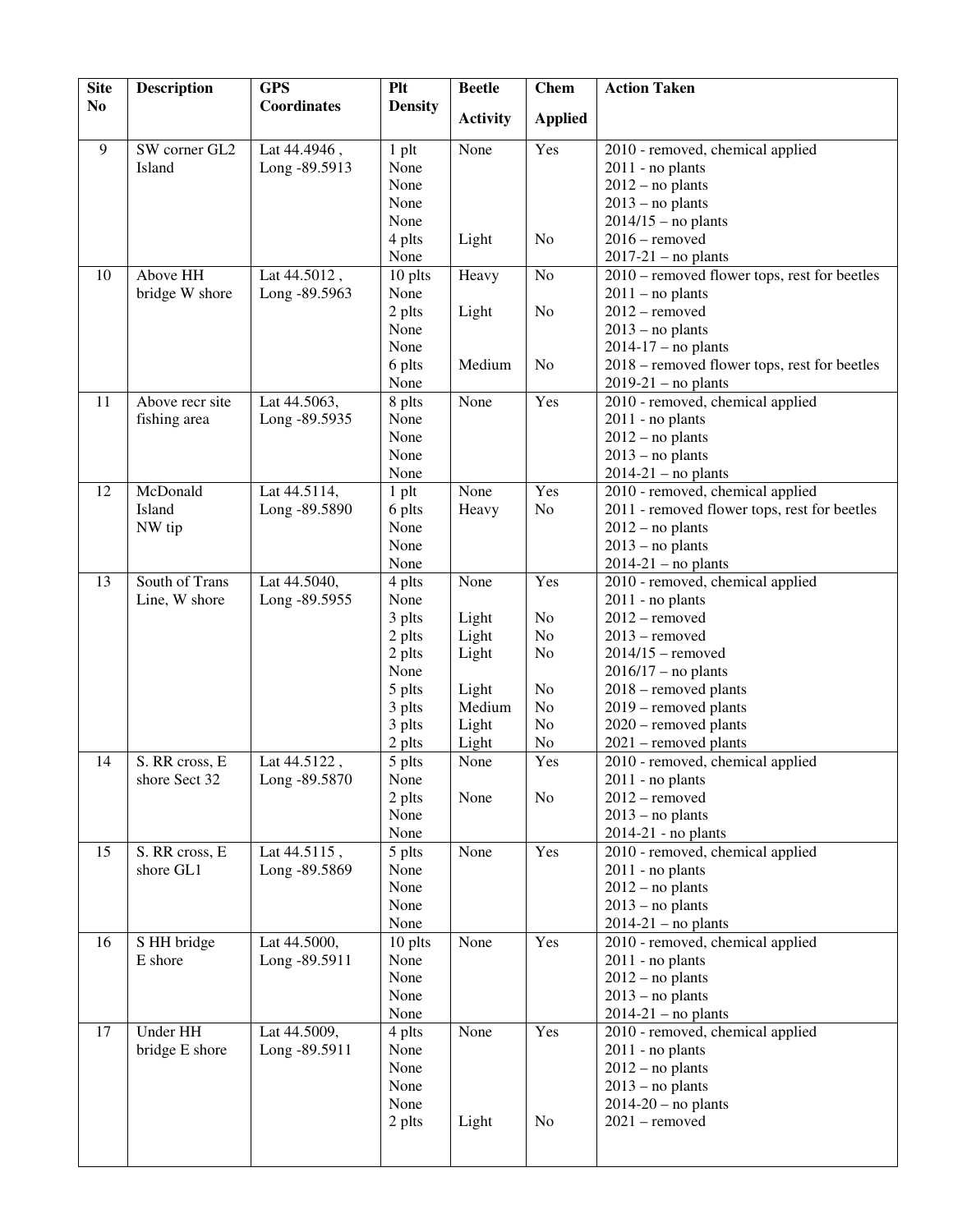| Site No | Description | GPS Coordinates | Plt Density | Beetle Activity | Chem Applied | Action Taken |
|---|---|---|---|---|---|---|
| 9 | SW corner GL2 Island | Lat 44.4946 , Long -89.5913 | 1 plt<br>None<br>None<br>None<br>None<br>4 plts<br>None | None<br><br><br><br><br>Light | Yes<br><br><br><br><br>No | 2010 - removed, chemical applied<br>2011 - no plants<br>2012 – no plants<br>2013 – no plants<br>2014/15 – no plants<br>2016 – removed<br>2017-21 – no plants |
| 10 | Above HH bridge W shore | Lat 44.5012 , Long -89.5963 | 10 plts<br>None<br>2 plts<br>None<br>None<br>6 plts<br>None | Heavy<br><br>Light<br><br><br>Medium | No<br><br>No<br><br><br>No | 2010 – removed flower tops, rest for beetles<br>2011 – no plants<br>2012 – removed<br>2013 – no plants<br>2014-17 – no plants<br>2018 – removed flower tops, rest for beetles<br>2019-21 – no plants |
| 11 | Above recr site fishing area | Lat 44.5063, Long -89.5935 | 8 plts<br>None<br>None<br>None<br>None | None | Yes | 2010 - removed, chemical applied<br>2011 - no plants<br>2012 – no plants<br>2013 – no plants<br>2014-21 – no plants |
| 12 | McDonald Island NW tip | Lat 44.5114, Long -89.5890 | 1 plt<br>6 plts<br>None<br>None<br>None | None<br>Heavy | Yes<br>No | 2010 - removed, chemical applied<br>2011 - removed flower tops, rest for beetles<br>2012 – no plants<br>2013 – no plants<br>2014-21 – no plants |
| 13 | South of Trans Line, W shore | Lat 44.5040, Long -89.5955 | 4 plts<br>None<br>3 plts<br>2 plts<br>2 plts<br>None<br>5 plts<br>3 plts<br>3 plts<br>2 plts | None<br><br>Light<br>Light<br>Light<br><br>Light<br>Medium<br>Light<br>Light | Yes<br><br>No<br>No<br>No<br><br>No<br>No<br>No<br>No | 2010 - removed, chemical applied<br>2011 - no plants<br>2012 – removed<br>2013 – removed<br>2014/15 – removed<br>2016/17 – no plants<br>2018 – removed plants<br>2019 – removed plants<br>2020 – removed plants<br>2021 – removed plants |
| 14 | S. RR cross, E shore Sect 32 | Lat 44.5122 , Long -89.5870 | 5 plts<br>None<br>2 plts<br>None<br>None | None<br><br>None | Yes<br><br>No | 2010 - removed, chemical applied<br>2011 – no plants<br>2012 – removed<br>2013 – no plants<br>2014-21 - no plants |
| 15 | S. RR cross, E shore GL1 | Lat 44.5115 , Long -89.5869 | 5 plts<br>None<br>None<br>None<br>None | None | Yes | 2010 - removed, chemical applied<br>2011 - no plants<br>2012 – no plants<br>2013 – no plants<br>2014-21 – no plants |
| 16 | S HH bridge E shore | Lat 44.5000, Long -89.5911 | 10 plts<br>None<br>None<br>None<br>None | None | Yes | 2010 - removed, chemical applied<br>2011 - no plants<br>2012 – no plants<br>2013 – no plants<br>2014-21 – no plants |
| 17 | Under HH bridge E shore | Lat 44.5009, Long -89.5911 | 4 plts<br>None<br>None<br>None<br>None<br>2 plts | None<br><br><br><br><br>Light | Yes<br><br><br><br><br>No | 2010 - removed, chemical applied<br>2011 - no plants<br>2012 – no plants<br>2013 – no plants<br>2014-20 – no plants<br>2021 – removed |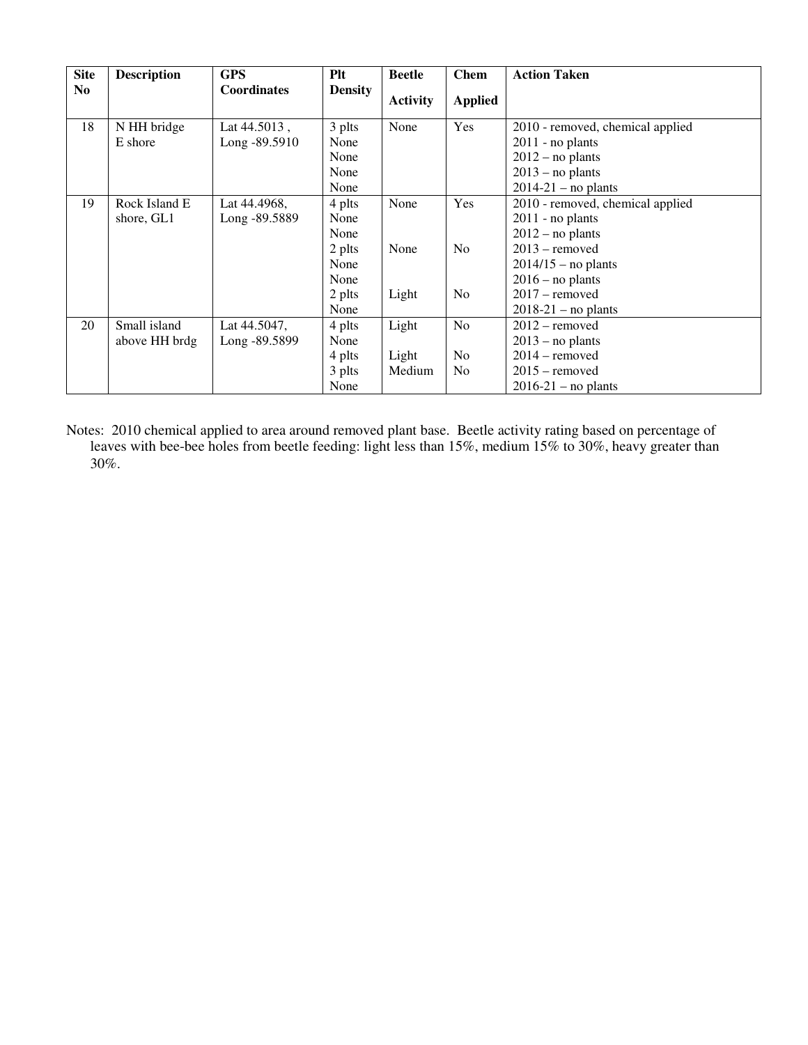| Site No | Description | GPS Coordinates | Plt Density | Beetle Activity | Chem Applied | Action Taken |
|---|---|---|---|---|---|---|
| 18 | N HH bridge E shore | Lat 44.5013 , Long -89.5910 | 3 plts<br>None<br>None<br>None<br>None | None | Yes | 2010 - removed, chemical applied<br>2011 - no plants<br>2012 – no plants<br>2013 – no plants<br>2014-21 – no plants |
| 19 | Rock Island E shore, GL1 | Lat 44.4968, Long -89.5889 | 4 plts<br>None<br>None<br>2 plts<br>None<br>None<br>2 plts<br>None | None<br><br><br>None<br><br><br>Light | Yes<br><br><br>No<br><br><br>No | 2010 - removed, chemical applied<br>2011 - no plants<br>2012 – no plants<br>2013 – removed<br>2014/15 – no plants<br>2016 – no plants<br>2017 – removed<br>2018-21 – no plants |
| 20 | Small island above HH brdg | Lat 44.5047, Long -89.5899 | 4 plts<br>None<br>4 plts<br>3 plts<br>None | Light<br><br>Light<br>Medium | No<br><br>No<br>No | 2012 – removed<br>2013 – no plants<br>2014 – removed<br>2015 – removed<br>2016-21 – no plants |

Notes: 2010 chemical applied to area around removed plant base. Beetle activity rating based on percentage of leaves with bee-bee holes from beetle feeding: light less than 15%, medium 15% to 30%, heavy greater than 30%.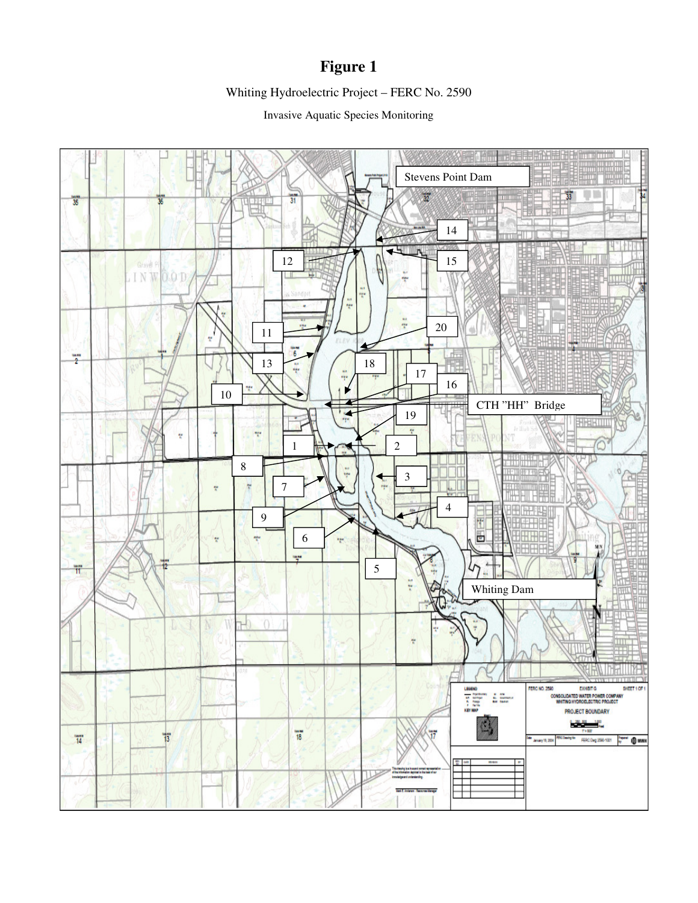# Figure 1

Whiting Hydroelectric Project – FERC No. 2590

Invasive Aquatic Species Monitoring

Stevens Point Dam

14

12

15

20

11

13

18

17

16

10

CTH "HH" Bridge

19

1

2

8

3

7

4

9

6

5

Whiting Dam